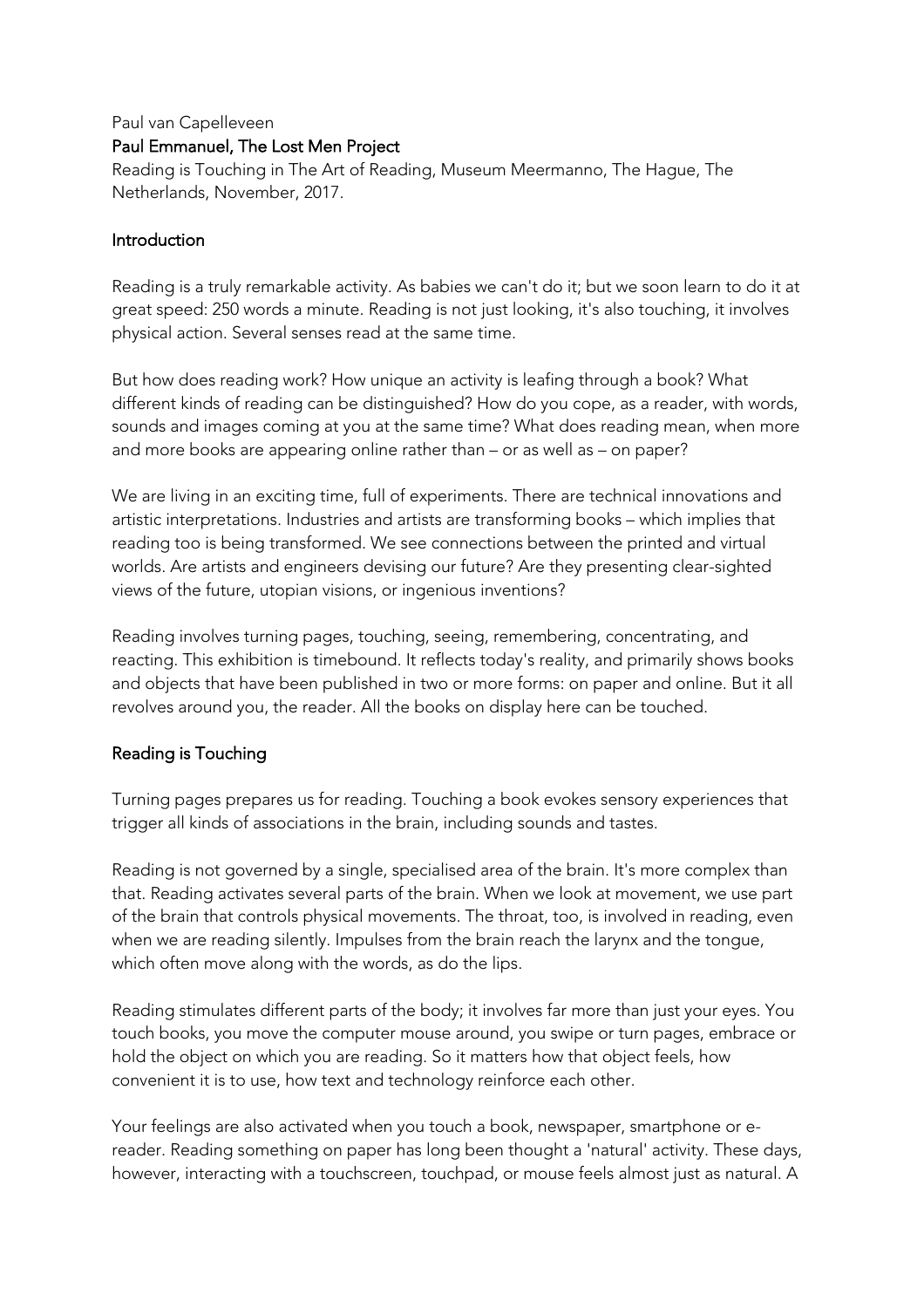Paul van Capelleveen

**Paul Emmanuel, The Lost Men Project**

Reading is Touching in The Art of Reading, Museum Meermanno, The Hague, The Netherlands, November, 2017.

## Introduction

Reading is a truly remarkable activity. As babies we can't do it; but we soon learn to do it at great speed: 250 words a minute. Reading is not just looking, it's also touching, it involves physical action. Several senses read at the same time.

But how does reading work? How unique an activity is leafing through a book? What different kinds of reading can be distinguished? How do you cope, as a reader, with words, sounds and images coming at you at the same time? What does reading mean, when more and more books are appearing online rather than – or as well as – on paper?

We are living in an exciting time, full of experiments. There are technical innovations and artistic interpretations. Industries and artists are transforming books – which implies that reading too is being transformed. We see connections between the printed and virtual worlds. Are artists and engineers devising our future? Are they presenting clear-sighted views of the future, utopian visions, or ingenious inventions?

Reading involves turning pages, touching, seeing, remembering, concentrating, and reacting. This exhibition is timebound. It reflects today's reality, and primarily shows books and objects that have been published in two or more forms: on paper and online. But it all revolves around you, the reader. All the books on display here can be touched.

## Reading is Touching

Turning pages prepares us for reading. Touching a book evokes sensory experiences that trigger all kinds of associations in the brain, including sounds and tastes.

Reading is not governed by a single, specialised area of the brain. It's more complex than that. Reading activates several parts of the brain. When we look at movement, we use part of the brain that controls physical movements. The throat, too, is involved in reading, even when we are reading silently. Impulses from the brain reach the larynx and the tongue, which often move along with the words, as do the lips.

Reading stimulates different parts of the body; it involves far more than just your eyes. You touch books, you move the computer mouse around, you swipe or turn pages, embrace or hold the object on which you are reading. So it matters how that object feels, how convenient it is to use, how text and technology reinforce each other.

Your feelings are also activated when you touch a book, newspaper, smartphone or e-reader. Reading something on paper has long been thought a 'natural' activity. These days, however, interacting with a touchscreen, touchpad, or mouse feels almost just as natural. A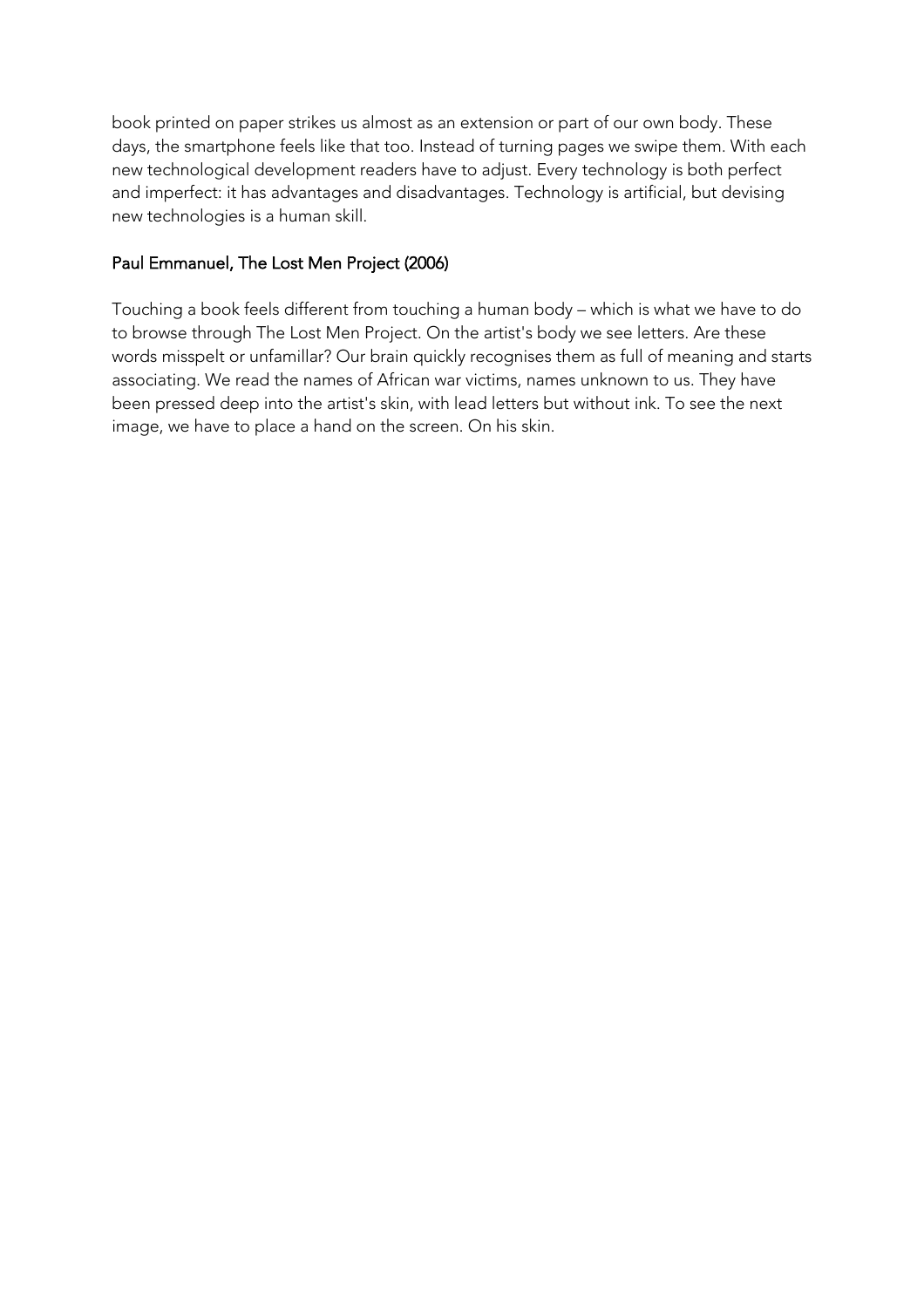book printed on paper strikes us almost as an extension or part of our own body. These days, the smartphone feels like that too. Instead of turning pages we swipe them. With each new technological development readers have to adjust. Every technology is both perfect and imperfect: it has advantages and disadvantages. Technology is artificial, but devising new technologies is a human skill.

## Paul Emmanuel, The Lost Men Project (2006)

Touching a book feels different from touching a human body – which is what we have to do to browse through The Lost Men Project. On the artist's body we see letters. Are these words misspelt or unfamillar? Our brain quickly recognises them as full of meaning and starts associating. We read the names of African war victims, names unknown to us. They have been pressed deep into the artist's skin, with lead letters but without ink. To see the next image, we have to place a hand on the screen. On his skin.